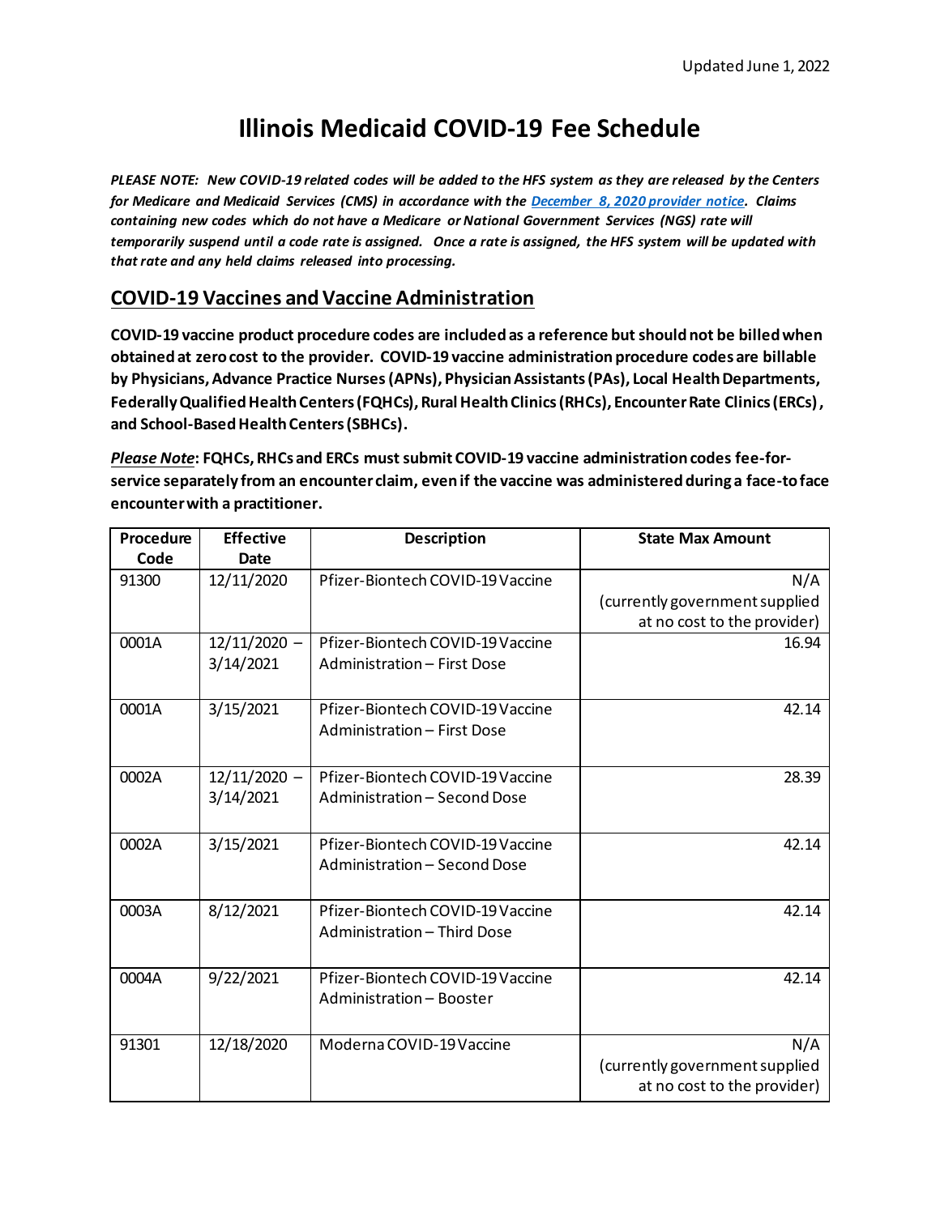Updated June 1, 2022

# Illinois Medicaid COVID-19 Fee Schedule

***PLEASE NOTE: New COVID-19 related codes will be added to the HFS system as they are released by the Centers for Medicare and Medicaid Services (CMS) in accordance with the [December 8, 2020 provider notice](). Claims containing new codes which do not have a Medicare or National Government Services (NGS) rate will temporarily suspend until a code rate is assigned. Once a rate is assigned, the HFS system will be updated with that rate and any held claims released into processing.***

## COVID-19 Vaccines and Vaccine Administration

**COVID-19 vaccine product procedure codes are included as a reference but should not be billed when obtained at zero cost to the provider. COVID-19 vaccine administration procedure codes are billable by Physicians, Advance Practice Nurses (APNs), Physician Assistants (PAs), Local Health Departments, Federally Qualified Health Centers (FQHCs), Rural Health Clinics (RHCs), Encounter Rate Clinics (ERCs), and School-Based Health Centers (SBHCs).**

***Please Note*: FQHCs, RHCs and ERCs must submit COVID-19 vaccine administration codes fee-for-service separately from an encounter claim, even if the vaccine was administered during a face-to face encounter with a practitioner.**

| Procedure Code | Effective Date | Description | State Max Amount |
|---|---|---|---|
| 91300 | 12/11/2020 | Pfizer-Biontech COVID-19 Vaccine | N/A (currently government supplied at no cost to the provider) |
| 0001A | 12/11/2020 – 3/14/2021 | Pfizer-Biontech COVID-19 Vaccine Administration – First Dose | 16.94 |
| 0001A | 3/15/2021 | Pfizer-Biontech COVID-19 Vaccine Administration – First Dose | 42.14 |
| 0002A | 12/11/2020 – 3/14/2021 | Pfizer-Biontech COVID-19 Vaccine Administration – Second Dose | 28.39 |
| 0002A | 3/15/2021 | Pfizer-Biontech COVID-19 Vaccine Administration – Second Dose | 42.14 |
| 0003A | 8/12/2021 | Pfizer-Biontech COVID-19 Vaccine Administration – Third Dose | 42.14 |
| 0004A | 9/22/2021 | Pfizer-Biontech COVID-19 Vaccine Administration – Booster | 42.14 |
| 91301 | 12/18/2020 | Moderna COVID-19 Vaccine | N/A (currently government supplied at no cost to the provider) |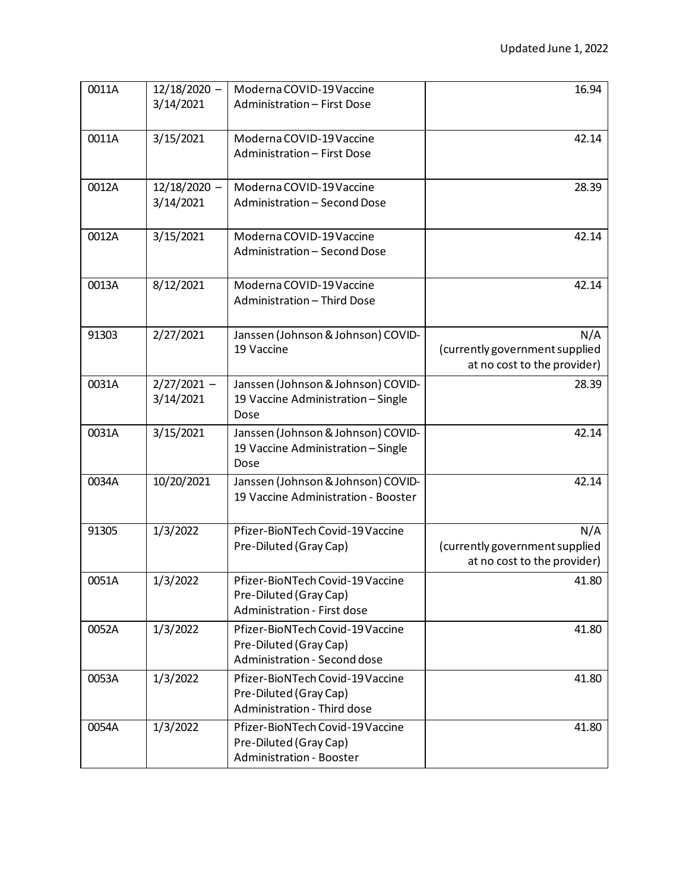| | | | |
|---|---|---|---|
| 0011A | 12/18/2020 – 3/14/2021 | Moderna COVID-19 Vaccine Administration – First Dose | 16.94 |
| 0011A | 3/15/2021 | Moderna COVID-19 Vaccine Administration – First Dose | 42.14 |
| 0012A | 12/18/2020 – 3/14/2021 | Moderna COVID-19 Vaccine Administration – Second Dose | 28.39 |
| 0012A | 3/15/2021 | Moderna COVID-19 Vaccine Administration – Second Dose | 42.14 |
| 0013A | 8/12/2021 | Moderna COVID-19 Vaccine Administration – Third Dose | 42.14 |
| 91303 | 2/27/2021 | Janssen (Johnson & Johnson) COVID-19 Vaccine | N/A (currently government supplied at no cost to the provider) |
| 0031A | 2/27/2021 – 3/14/2021 | Janssen (Johnson & Johnson) COVID-19 Vaccine Administration – Single Dose | 28.39 |
| 0031A | 3/15/2021 | Janssen (Johnson & Johnson) COVID-19 Vaccine Administration – Single Dose | 42.14 |
| 0034A | 10/20/2021 | Janssen (Johnson & Johnson) COVID-19 Vaccine Administration - Booster | 42.14 |
| 91305 | 1/3/2022 | Pfizer-BioNTech Covid-19 Vaccine Pre-Diluted (Gray Cap) | N/A (currently government supplied at no cost to the provider) |
| 0051A | 1/3/2022 | Pfizer-BioNTech Covid-19 Vaccine Pre-Diluted (Gray Cap) Administration - First dose | 41.80 |
| 0052A | 1/3/2022 | Pfizer-BioNTech Covid-19 Vaccine Pre-Diluted (Gray Cap) Administration - Second dose | 41.80 |
| 0053A | 1/3/2022 | Pfizer-BioNTech Covid-19 Vaccine Pre-Diluted (Gray Cap) Administration - Third dose | 41.80 |
| 0054A | 1/3/2022 | Pfizer-BioNTech Covid-19 Vaccine Pre-Diluted (Gray Cap) Administration - Booster | 41.80 |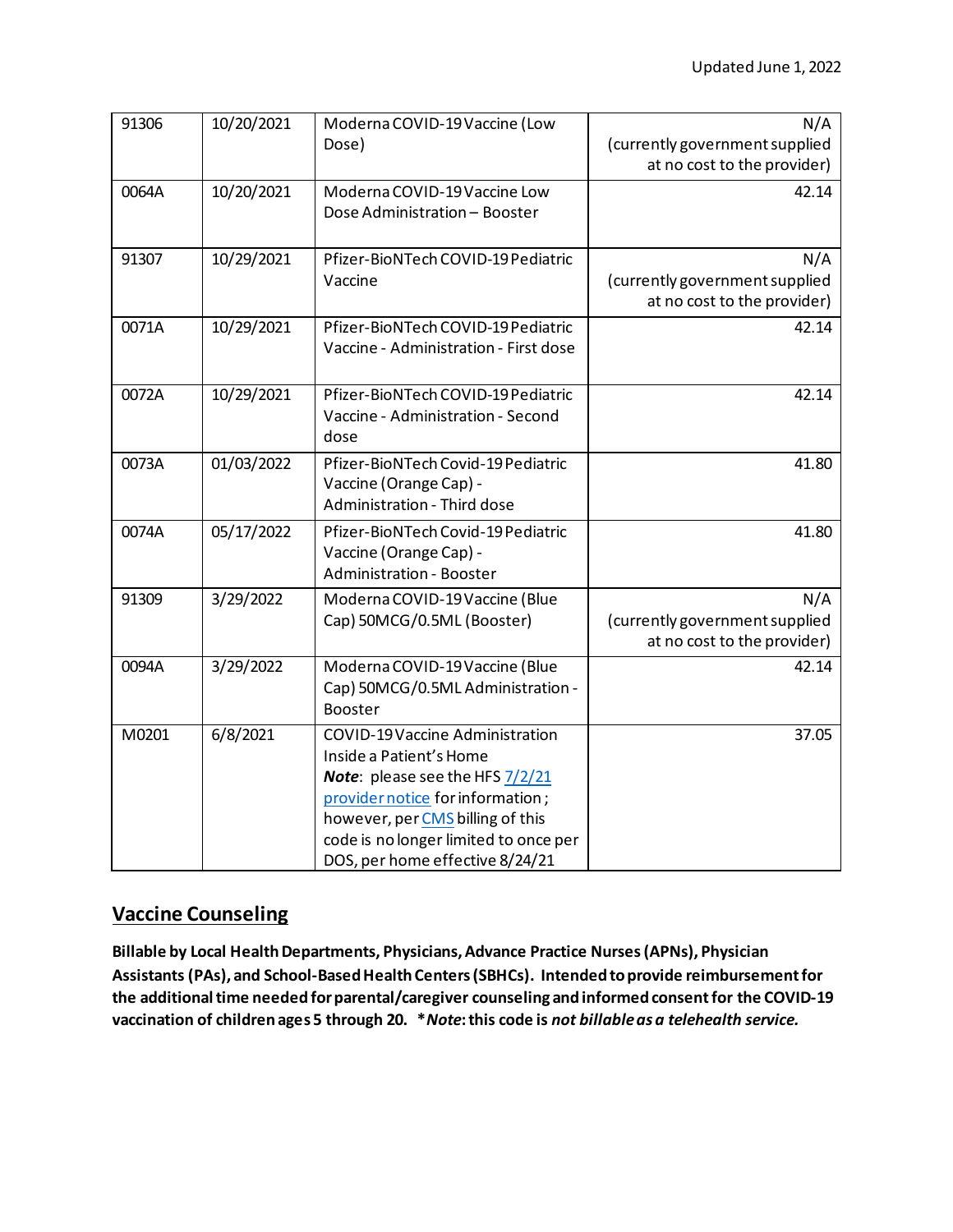Updated June 1, 2022

| | | | |
|---|---|---|---|
| 91306 | 10/20/2021 | Moderna COVID-19 Vaccine (Low Dose) | N/A (currently government supplied at no cost to the provider) |
| 0064A | 10/20/2021 | Moderna COVID-19 Vaccine Low Dose Administration – Booster | 42.14 |
| 91307 | 10/29/2021 | Pfizer-BioNTech COVID-19 Pediatric Vaccine | N/A (currently government supplied at no cost to the provider) |
| 0071A | 10/29/2021 | Pfizer-BioNTech COVID-19 Pediatric Vaccine - Administration - First dose | 42.14 |
| 0072A | 10/29/2021 | Pfizer-BioNTech COVID-19 Pediatric Vaccine - Administration - Second dose | 42.14 |
| 0073A | 01/03/2022 | Pfizer-BioNTech Covid-19 Pediatric Vaccine (Orange Cap) - Administration - Third dose | 41.80 |
| 0074A | 05/17/2022 | Pfizer-BioNTech Covid-19 Pediatric Vaccine (Orange Cap) - Administration - Booster | 41.80 |
| 91309 | 3/29/2022 | Moderna COVID-19 Vaccine (Blue Cap) 50MCG/0.5ML (Booster) | N/A (currently government supplied at no cost to the provider) |
| 0094A | 3/29/2022 | Moderna COVID-19 Vaccine (Blue Cap) 50MCG/0.5ML Administration - Booster | 42.14 |
| M0201 | 6/8/2021 | COVID-19 Vaccine Administration Inside a Patient's Home ***Note***: please see the HFS 7/2/21 provider notice for information; however, per CMS billing of this code is no longer limited to once per DOS, per home effective 8/24/21 | 37.05 |

## Vaccine Counseling

**Billable by Local Health Departments, Physicians, Advance Practice Nurses (APNs), Physician Assistants (PAs), and School-Based Health Centers (SBHCs). Intended to provide reimbursement for the additional time needed for parental/caregiver counseling and informed consent for the COVID-19 vaccination of children ages 5 through 20. \****Note***: this code is** ***not billable as a telehealth service.***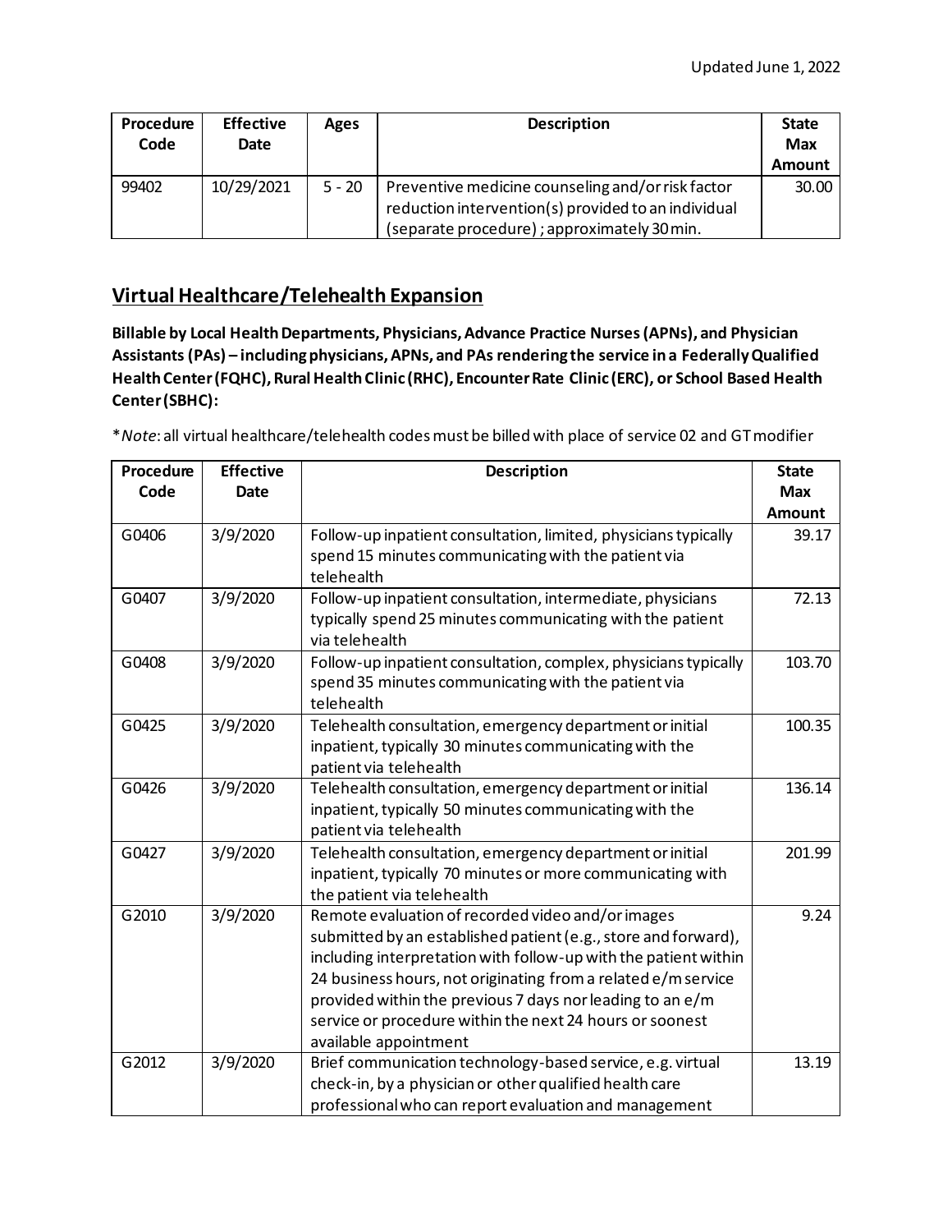| Procedure Code | Effective Date | Ages | Description | State Max Amount |
|---|---|---|---|---|
| 99402 | 10/29/2021 | 5 - 20 | Preventive medicine counseling and/or risk factor reduction intervention(s) provided to an individual (separate procedure) ; approximately 30 min. | 30.00 |

## Virtual Healthcare/Telehealth Expansion

**Billable by Local Health Departments, Physicians, Advance Practice Nurses (APNs), and Physician Assistants (PAs) – including physicians, APNs, and PAs rendering the service in a Federally Qualified Health Center (FQHC), Rural Health Clinic (RHC), Encounter Rate Clinic (ERC), or School Based Health Center (SBHC):**

**Note*: all virtual healthcare/telehealth codes must be billed with place of service 02 and GT modifier

| Procedure Code | Effective Date | Description | State Max Amount |
|---|---|---|---|
| G0406 | 3/9/2020 | Follow-up inpatient consultation, limited, physicians typically spend 15 minutes communicating with the patient via telehealth | 39.17 |
| G0407 | 3/9/2020 | Follow-up inpatient consultation, intermediate, physicians typically spend 25 minutes communicating with the patient via telehealth | 72.13 |
| G0408 | 3/9/2020 | Follow-up inpatient consultation, complex, physicians typically spend 35 minutes communicating with the patient via telehealth | 103.70 |
| G0425 | 3/9/2020 | Telehealth consultation, emergency department or initial inpatient, typically 30 minutes communicating with the patient via telehealth | 100.35 |
| G0426 | 3/9/2020 | Telehealth consultation, emergency department or initial inpatient, typically 50 minutes communicating with the patient via telehealth | 136.14 |
| G0427 | 3/9/2020 | Telehealth consultation, emergency department or initial inpatient, typically 70 minutes or more communicating with the patient via telehealth | 201.99 |
| G2010 | 3/9/2020 | Remote evaluation of recorded video and/or images submitted by an established patient (e.g., store and forward), including interpretation with follow-up with the patient within 24 business hours, not originating from a related e/m service provided within the previous 7 days nor leading to an e/m service or procedure within the next 24 hours or soonest available appointment | 9.24 |
| G2012 | 3/9/2020 | Brief communication technology-based service, e.g. virtual check-in, by a physician or other qualified health care professional who can report evaluation and management | 13.19 |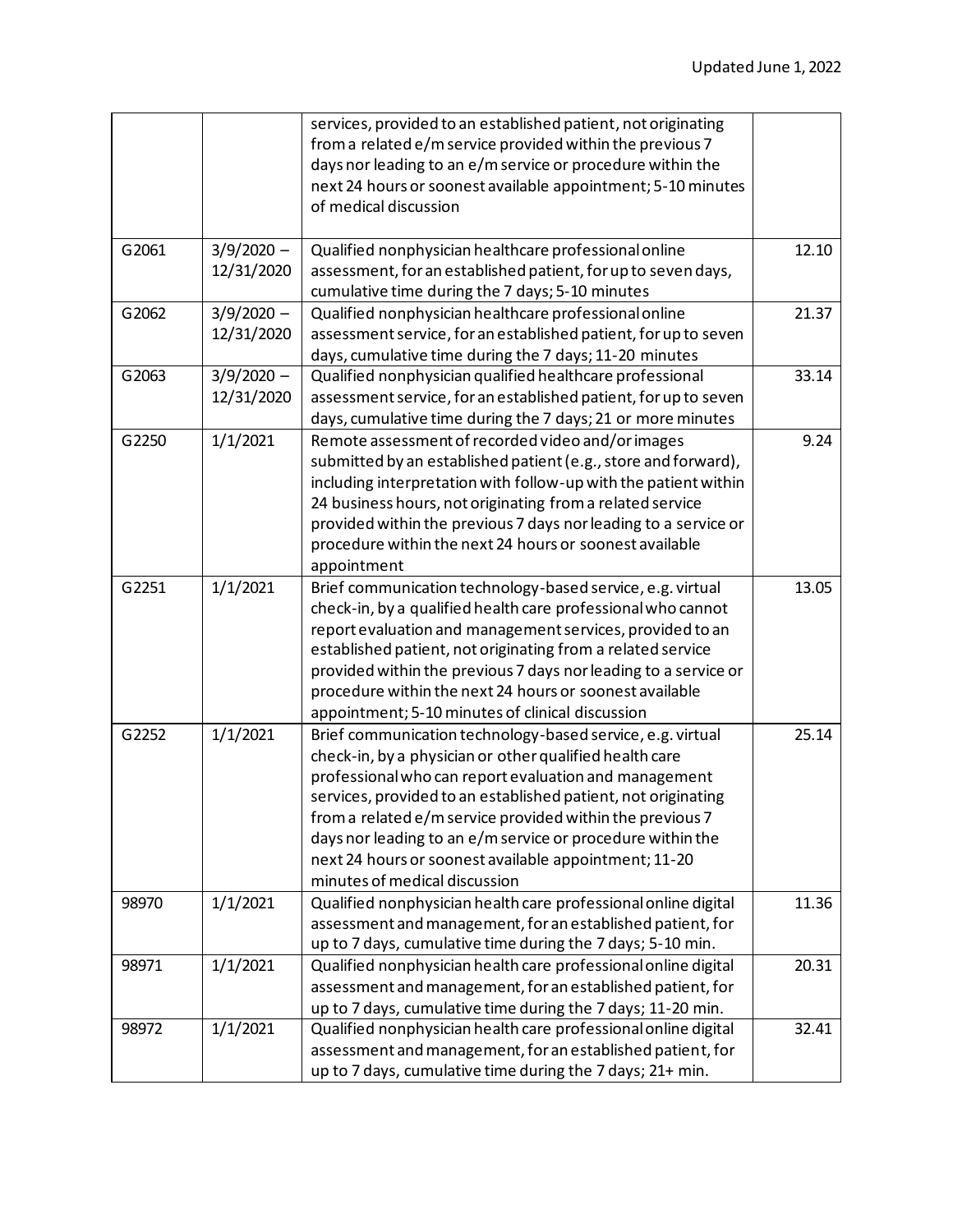| | | | |
|---|---|---|---|
| | | services, provided to an established patient, not originating from a related e/m service provided within the previous 7 days nor leading to an e/m service or procedure within the next 24 hours or soonest available appointment; 5-10 minutes of medical discussion | |
| G2061 | 3/9/2020 – 12/31/2020 | Qualified nonphysician healthcare professional online assessment, for an established patient, for up to seven days, cumulative time during the 7 days; 5-10 minutes | 12.10 |
| G2062 | 3/9/2020 – 12/31/2020 | Qualified nonphysician healthcare professional online assessment service, for an established patient, for up to seven days, cumulative time during the 7 days; 11-20 minutes | 21.37 |
| G2063 | 3/9/2020 – 12/31/2020 | Qualified nonphysician qualified healthcare professional assessment service, for an established patient, for up to seven days, cumulative time during the 7 days; 21 or more minutes | 33.14 |
| G2250 | 1/1/2021 | Remote assessment of recorded video and/or images submitted by an established patient (e.g., store and forward), including interpretation with follow-up with the patient within 24 business hours, not originating from a related service provided within the previous 7 days nor leading to a service or procedure within the next 24 hours or soonest available appointment | 9.24 |
| G2251 | 1/1/2021 | Brief communication technology-based service, e.g. virtual check-in, by a qualified health care professional who cannot report evaluation and management services, provided to an established patient, not originating from a related service provided within the previous 7 days nor leading to a service or procedure within the next 24 hours or soonest available appointment; 5-10 minutes of clinical discussion | 13.05 |
| G2252 | 1/1/2021 | Brief communication technology-based service, e.g. virtual check-in, by a physician or other qualified health care professional who can report evaluation and management services, provided to an established patient, not originating from a related e/m service provided within the previous 7 days nor leading to an e/m service or procedure within the next 24 hours or soonest available appointment; 11-20 minutes of medical discussion | 25.14 |
| 98970 | 1/1/2021 | Qualified nonphysician health care professional online digital assessment and management, for an established patient, for up to 7 days, cumulative time during the 7 days; 5-10 min. | 11.36 |
| 98971 | 1/1/2021 | Qualified nonphysician health care professional online digital assessment and management, for an established patient, for up to 7 days, cumulative time during the 7 days; 11-20 min. | 20.31 |
| 98972 | 1/1/2021 | Qualified nonphysician health care professional online digital assessment and management, for an established patient, for up to 7 days, cumulative time during the 7 days; 21+ min. | 32.41 |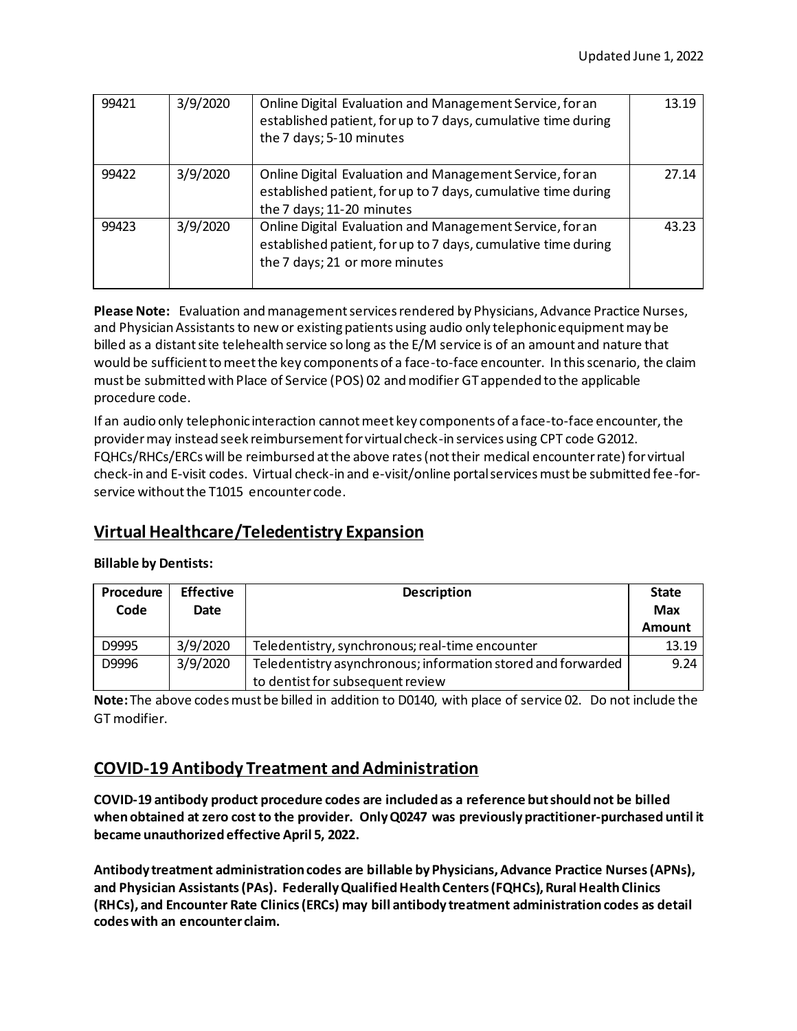| | | | |
|---|---|---|---|
| 99421 | 3/9/2020 | Online Digital Evaluation and Management Service, for an established patient, for up to 7 days, cumulative time during the 7 days; 5-10 minutes | 13.19 |
| 99422 | 3/9/2020 | Online Digital Evaluation and Management Service, for an established patient, for up to 7 days, cumulative time during the 7 days; 11-20 minutes | 27.14 |
| 99423 | 3/9/2020 | Online Digital Evaluation and Management Service, for an established patient, for up to 7 days, cumulative time during the 7 days; 21 or more minutes | 43.23 |

**Please Note:** Evaluation and management services rendered by Physicians, Advance Practice Nurses, and Physician Assistants to new or existing patients using audio only telephonic equipment may be billed as a distant site telehealth service so long as the E/M service is of an amount and nature that would be sufficient to meet the key components of a face-to-face encounter. In this scenario, the claim must be submitted with Place of Service (POS) 02 and modifier GT appended to the applicable procedure code.

If an audio only telephonic interaction cannot meet key components of a face-to-face encounter, the provider may instead seek reimbursement for virtual check-in services using CPT code G2012. FQHCs/RHCs/ERCs will be reimbursed at the above rates (not their medical encounter rate) for virtual check-in and E-visit codes. Virtual check-in and e-visit/online portal services must be submitted fee-for-service without the T1015 encounter code.

## Virtual Healthcare/Teledentistry Expansion

**Billable by Dentists:**

| Procedure Code | Effective Date | Description | State Max Amount |
|---|---|---|---|
| D9995 | 3/9/2020 | Teledentistry, synchronous; real-time encounter | 13.19 |
| D9996 | 3/9/2020 | Teledentistry asynchronous; information stored and forwarded to dentist for subsequent review | 9.24 |

**Note:** The above codes must be billed in addition to D0140, with place of service 02. Do not include the GT modifier.

## COVID-19 Antibody Treatment and Administration

**COVID-19 antibody product procedure codes are included as a reference but should not be billed when obtained at zero cost to the provider. Only Q0247 was previously practitioner-purchased until it became unauthorized effective April 5, 2022.**

**Antibody treatment administration codes are billable by Physicians, Advance Practice Nurses (APNs), and Physician Assistants (PAs). Federally Qualified Health Centers (FQHCs), Rural Health Clinics (RHCs), and Encounter Rate Clinics (ERCs) may bill antibody treatment administration codes as detail codes with an encounter claim.**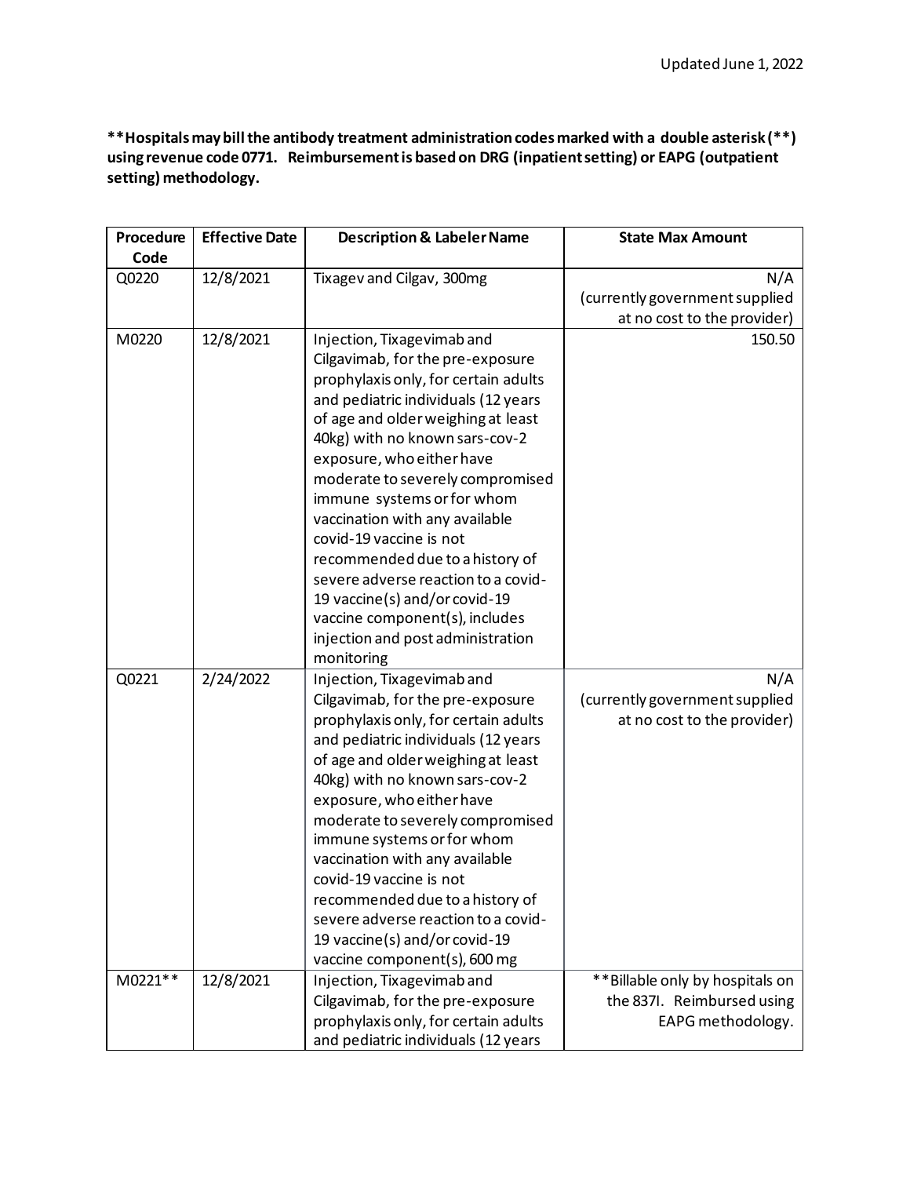Updated June 1, 2022

**\*\*Hospitals may bill the antibody treatment administration codes marked with a double asterisk (\*\*) using revenue code 0771. Reimbursement is based on DRG (inpatient setting) or EAPG (outpatient setting) methodology.**

| Procedure Code | Effective Date | Description & Labeler Name | State Max Amount |
|---|---|---|---|
| Q0220 | 12/8/2021 | Tixagev and Cilgav, 300mg | N/A (currently government supplied at no cost to the provider) |
| M0220 | 12/8/2021 | Injection, Tixagevimab and Cilgavimab, for the pre-exposure prophylaxis only, for certain adults and pediatric individuals (12 years of age and older weighing at least 40kg) with no known sars-cov-2 exposure, who either have moderate to severely compromised immune systems or for whom vaccination with any available covid-19 vaccine is not recommended due to a history of severe adverse reaction to a covid-19 vaccine(s) and/or covid-19 vaccine component(s), includes injection and post administration monitoring | 150.50 |
| Q0221 | 2/24/2022 | Injection, Tixagevimab and Cilgavimab, for the pre-exposure prophylaxis only, for certain adults and pediatric individuals (12 years of age and older weighing at least 40kg) with no known sars-cov-2 exposure, who either have moderate to severely compromised immune systems or for whom vaccination with any available covid-19 vaccine is not recommended due to a history of severe adverse reaction to a covid-19 vaccine(s) and/or covid-19 vaccine component(s), 600 mg | N/A (currently government supplied at no cost to the provider) |
| M0221** | 12/8/2021 | Injection, Tixagevimab and Cilgavimab, for the pre-exposure prophylaxis only, for certain adults and pediatric individuals (12 years | **Billable only by hospitals on the 837I. Reimbursed using EAPG methodology. |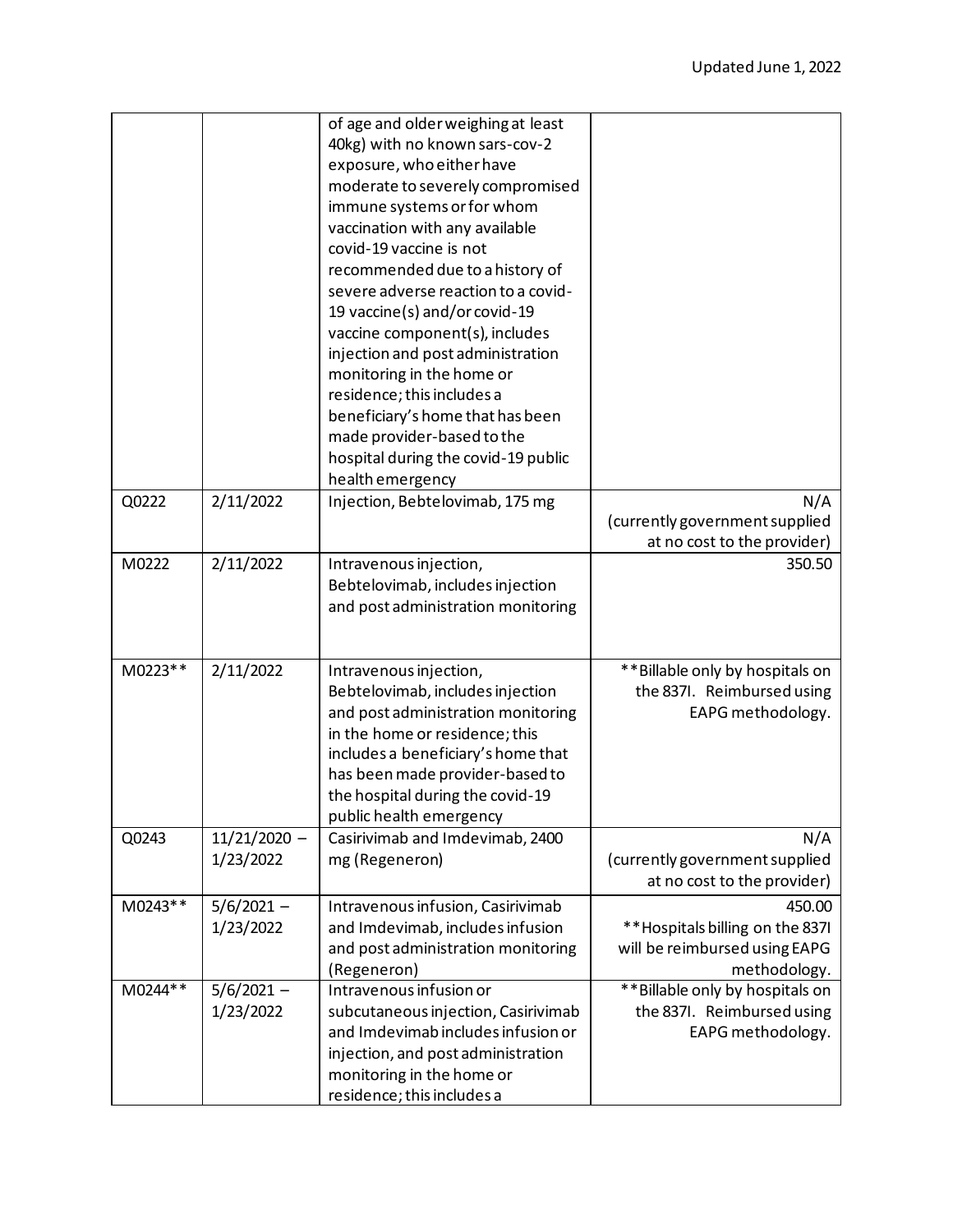| | | | |
|---|---|---|---|
| | | of age and older weighing at least 40kg) with no known sars-cov-2 exposure, who either have moderate to severely compromised immune systems or for whom vaccination with any available covid-19 vaccine is not recommended due to a history of severe adverse reaction to a covid-19 vaccine(s) and/or covid-19 vaccine component(s), includes injection and post administration monitoring in the home or residence; this includes a beneficiary's home that has been made provider-based to the hospital during the covid-19 public health emergency | |
| Q0222 | 2/11/2022 | Injection, Bebtelovimab, 175 mg | N/A (currently government supplied at no cost to the provider) |
| M0222 | 2/11/2022 | Intravenous injection, Bebtelovimab, includes injection and post administration monitoring | 350.50 |
| M0223** | 2/11/2022 | Intravenous injection, Bebtelovimab, includes injection and post administration monitoring in the home or residence; this includes a beneficiary's home that has been made provider-based to the hospital during the covid-19 public health emergency | **Billable only by hospitals on the 837I. Reimbursed using EAPG methodology. |
| Q0243 | 11/21/2020 – 1/23/2022 | Casirivimab and Imdevimab, 2400 mg (Regeneron) | N/A (currently government supplied at no cost to the provider) |
| M0243** | 5/6/2021 – 1/23/2022 | Intravenous infusion, Casirivimab and Imdevimab, includes infusion and post administration monitoring (Regeneron) | 450.00 **Hospitals billing on the 837I will be reimbursed using EAPG methodology. |
| M0244** | 5/6/2021 – 1/23/2022 | Intravenous infusion or subcutaneous injection, Casirivimab and Imdevimab includes infusion or injection, and post administration monitoring in the home or residence; this includes a | **Billable only by hospitals on the 837I. Reimbursed using EAPG methodology. |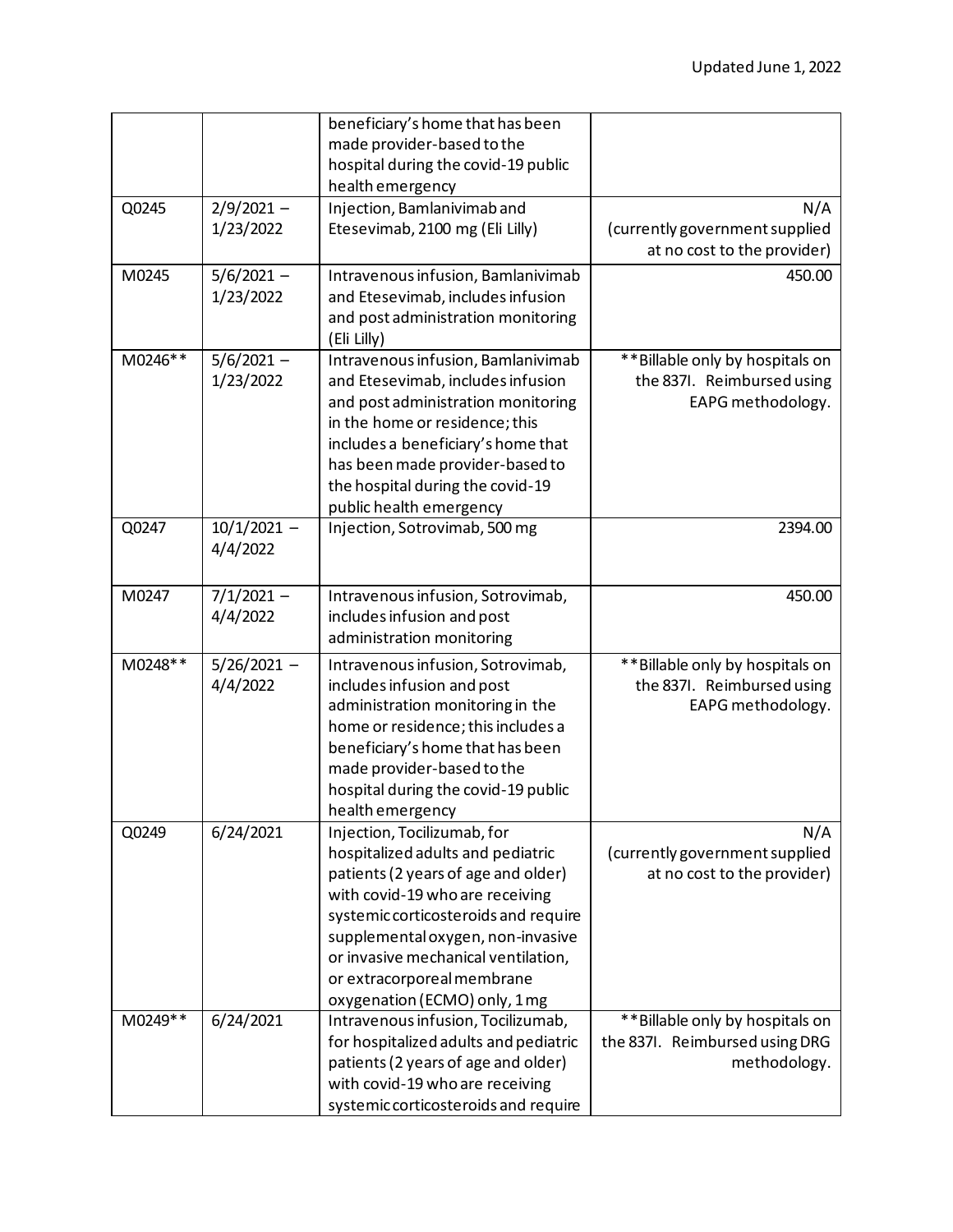| | | | |
|---|---|---|---|
| | | beneficiary's home that has been made provider-based to the hospital during the covid-19 public health emergency | |
| Q0245 | 2/9/2021 – 1/23/2022 | Injection, Bamlanivimab and Etesevimab, 2100 mg (Eli Lilly) | N/A (currently government supplied at no cost to the provider) |
| M0245 | 5/6/2021 – 1/23/2022 | Intravenous infusion, Bamlanivimab and Etesevimab, includes infusion and post administration monitoring (Eli Lilly) | 450.00 |
| M0246** | 5/6/2021 – 1/23/2022 | Intravenous infusion, Bamlanivimab and Etesevimab, includes infusion and post administration monitoring in the home or residence; this includes a beneficiary's home that has been made provider-based to the hospital during the covid-19 public health emergency | **Billable only by hospitals on the 837I. Reimbursed using EAPG methodology. |
| Q0247 | 10/1/2021 – 4/4/2022 | Injection, Sotrovimab, 500 mg | 2394.00 |
| M0247 | 7/1/2021 – 4/4/2022 | Intravenous infusion, Sotrovimab, includes infusion and post administration monitoring | 450.00 |
| M0248** | 5/26/2021 – 4/4/2022 | Intravenous infusion, Sotrovimab, includes infusion and post administration monitoring in the home or residence; this includes a beneficiary's home that has been made provider-based to the hospital during the covid-19 public health emergency | **Billable only by hospitals on the 837I. Reimbursed using EAPG methodology. |
| Q0249 | 6/24/2021 | Injection, Tocilizumab, for hospitalized adults and pediatric patients (2 years of age and older) with covid-19 who are receiving systemic corticosteroids and require supplemental oxygen, non-invasive or invasive mechanical ventilation, or extracorporeal membrane oxygenation (ECMO) only, 1 mg | N/A (currently government supplied at no cost to the provider) |
| M0249** | 6/24/2021 | Intravenous infusion, Tocilizumab, for hospitalized adults and pediatric patients (2 years of age and older) with covid-19 who are receiving systemic corticosteroids and require | **Billable only by hospitals on the 837I. Reimbursed using DRG methodology. |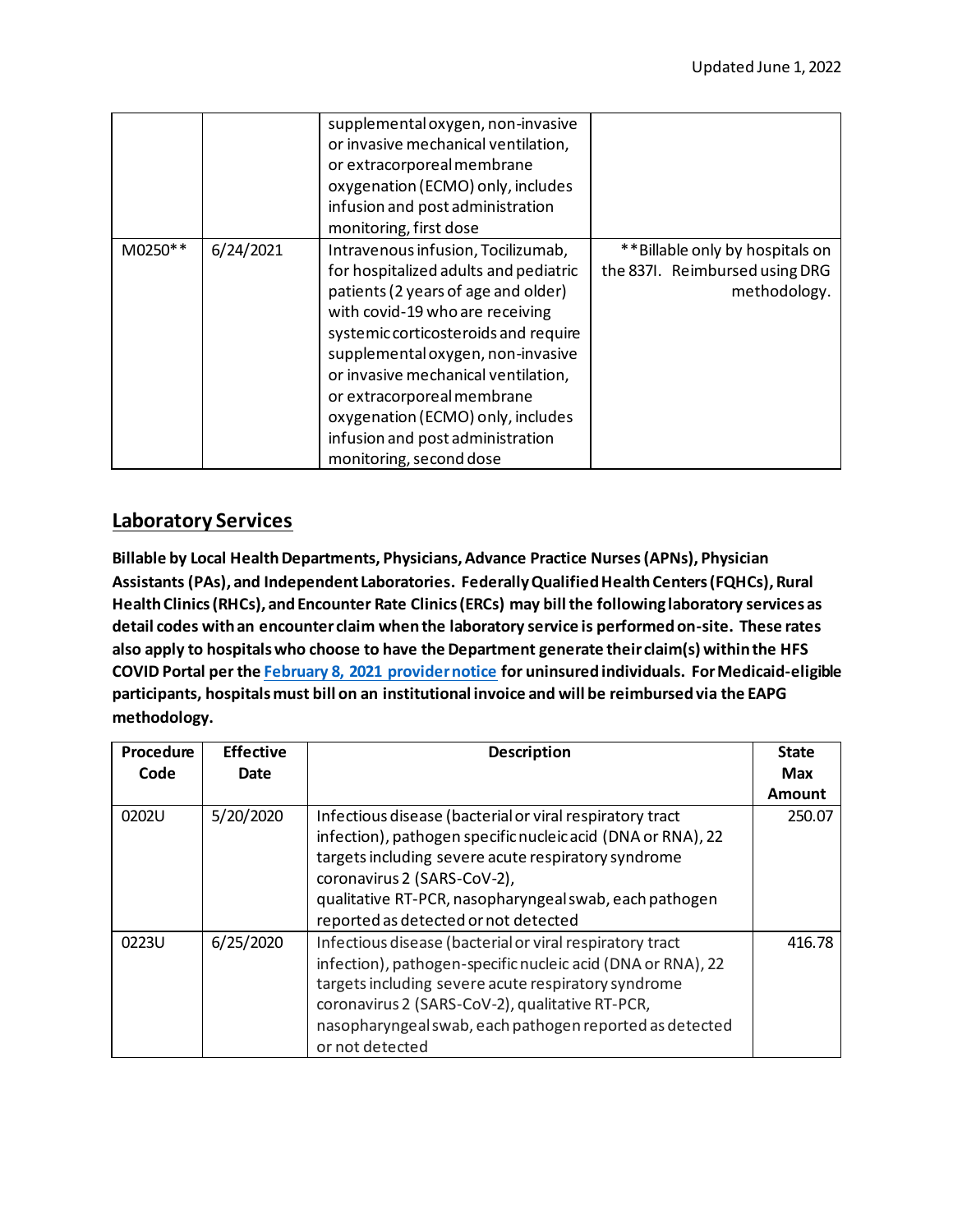| | | | |
|---|---|---|---|
| | | supplemental oxygen, non-invasive or invasive mechanical ventilation, or extracorporeal membrane oxygenation (ECMO) only, includes infusion and post administration monitoring, first dose | |
| M0250** | 6/24/2021 | Intravenous infusion, Tocilizumab, for hospitalized adults and pediatric patients (2 years of age and older) with covid-19 who are receiving systemic corticosteroids and require supplemental oxygen, non-invasive or invasive mechanical ventilation, or extracorporeal membrane oxygenation (ECMO) only, includes infusion and post administration monitoring, second dose | **Billable only by hospitals on the 837I. Reimbursed using DRG methodology. |

## Laboratory Services

**Billable by Local Health Departments, Physicians, Advance Practice Nurses (APNs), Physician Assistants (PAs), and Independent Laboratories. Federally Qualified Health Centers (FQHCs), Rural Health Clinics (RHCs), and Encounter Rate Clinics (ERCs) may bill the following laboratory services as detail codes with an encounter claim when the laboratory service is performed on-site. These rates also apply to hospitals who choose to have the Department generate their claim(s) within the HFS COVID Portal per the February 8, 2021 provider notice for uninsured individuals. For Medicaid-eligible participants, hospitals must bill on an institutional invoice and will be reimbursed via the EAPG methodology.**

| Procedure Code | Effective Date | Description | State Max Amount |
|---|---|---|---|
| 0202U | 5/20/2020 | Infectious disease (bacterial or viral respiratory tract infection), pathogen specific nucleic acid (DNA or RNA), 22 targets including severe acute respiratory syndrome coronavirus 2 (SARS-CoV-2), qualitative RT-PCR, nasopharyngeal swab, each pathogen reported as detected or not detected | 250.07 |
| 0223U | 6/25/2020 | Infectious disease (bacterial or viral respiratory tract infection), pathogen-specific nucleic acid (DNA or RNA), 22 targets including severe acute respiratory syndrome coronavirus 2 (SARS-CoV-2), qualitative RT-PCR, nasopharyngeal swab, each pathogen reported as detected or not detected | 416.78 |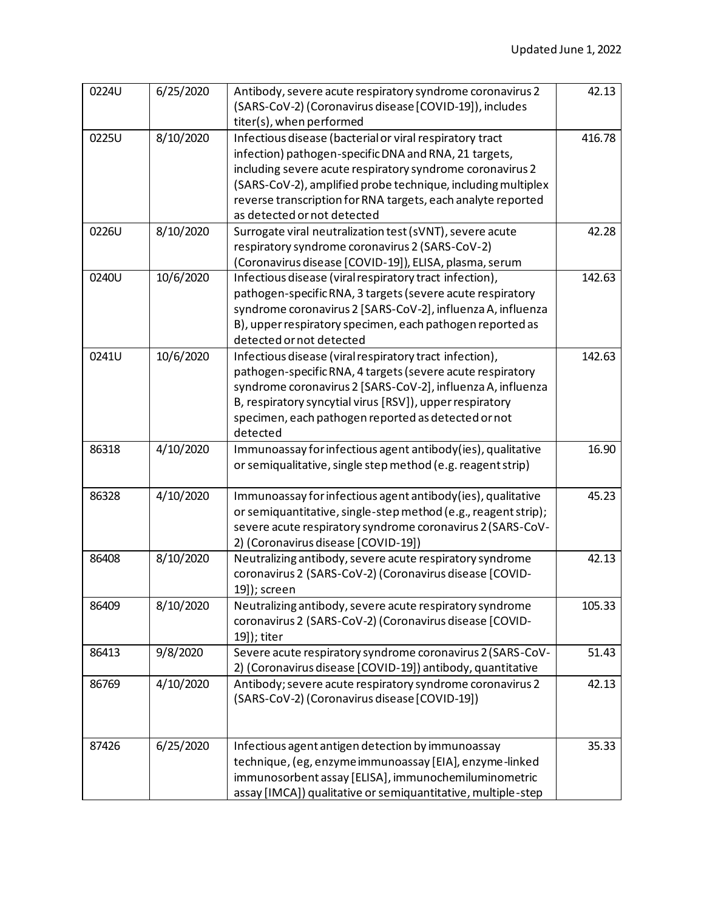| | | | |
|---|---|---|---|
| 0224U | 6/25/2020 | Antibody, severe acute respiratory syndrome coronavirus 2 (SARS-CoV-2) (Coronavirus disease [COVID-19]), includes titer(s), when performed | 42.13 |
| 0225U | 8/10/2020 | Infectious disease (bacterial or viral respiratory tract infection) pathogen-specific DNA and RNA, 21 targets, including severe acute respiratory syndrome coronavirus 2 (SARS-CoV-2), amplified probe technique, including multiplex reverse transcription for RNA targets, each analyte reported as detected or not detected | 416.78 |
| 0226U | 8/10/2020 | Surrogate viral neutralization test (sVNT), severe acute respiratory syndrome coronavirus 2 (SARS-CoV-2) (Coronavirus disease [COVID-19]), ELISA, plasma, serum | 42.28 |
| 0240U | 10/6/2020 | Infectious disease (viral respiratory tract infection), pathogen-specific RNA, 3 targets (severe acute respiratory syndrome coronavirus 2 [SARS-CoV-2], influenza A, influenza B), upper respiratory specimen, each pathogen reported as detected or not detected | 142.63 |
| 0241U | 10/6/2020 | Infectious disease (viral respiratory tract infection), pathogen-specific RNA, 4 targets (severe acute respiratory syndrome coronavirus 2 [SARS-CoV-2], influenza A, influenza B, respiratory syncytial virus [RSV]), upper respiratory specimen, each pathogen reported as detected or not detected | 142.63 |
| 86318 | 4/10/2020 | Immunoassay for infectious agent antibody(ies), qualitative or semiqualitative, single step method (e.g. reagent strip) | 16.90 |
| 86328 | 4/10/2020 | Immunoassay for infectious agent antibody(ies), qualitative or semiquantitative, single-step method (e.g., reagent strip); severe acute respiratory syndrome coronavirus 2 (SARS-CoV-2) (Coronavirus disease [COVID-19]) | 45.23 |
| 86408 | 8/10/2020 | Neutralizing antibody, severe acute respiratory syndrome coronavirus 2 (SARS-CoV-2) (Coronavirus disease [COVID-19]); screen | 42.13 |
| 86409 | 8/10/2020 | Neutralizing antibody, severe acute respiratory syndrome coronavirus 2 (SARS-CoV-2) (Coronavirus disease [COVID-19]); titer | 105.33 |
| 86413 | 9/8/2020 | Severe acute respiratory syndrome coronavirus 2 (SARS-CoV-2) (Coronavirus disease [COVID-19]) antibody, quantitative | 51.43 |
| 86769 | 4/10/2020 | Antibody; severe acute respiratory syndrome coronavirus 2 (SARS-CoV-2) (Coronavirus disease [COVID-19]) | 42.13 |
| 87426 | 6/25/2020 | Infectious agent antigen detection by immunoassay technique, (eg, enzyme immunoassay [EIA], enzyme-linked immunosorbent assay [ELISA], immunochemiluminometric assay [IMCA]) qualitative or semiquantitative, multiple-step | 35.33 |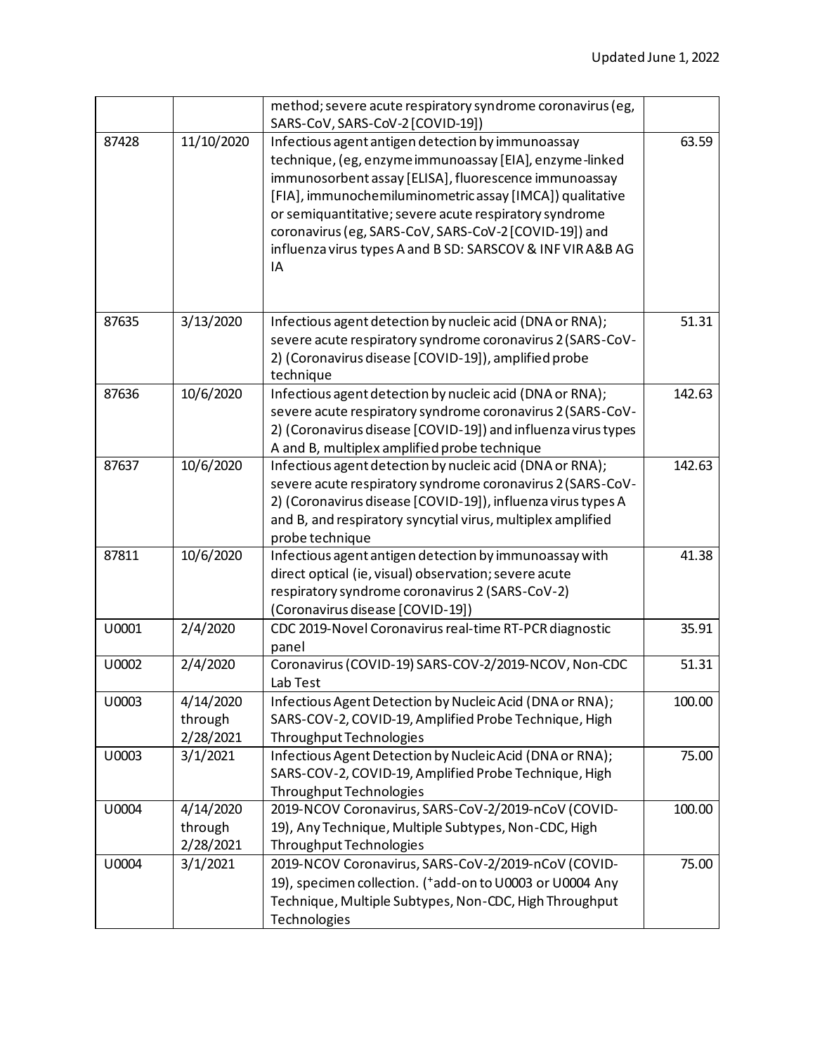| | | | |
|---|---|---|---|
| | | method; severe acute respiratory syndrome coronavirus (eg, SARS-CoV, SARS-CoV-2 [COVID-19]) | |
| 87428 | 11/10/2020 | Infectious agent antigen detection by immunoassay technique, (eg, enzyme immunoassay [EIA], enzyme-linked immunosorbent assay [ELISA], fluorescence immunoassay [FIA], immunochemiluminometric assay [IMCA]) qualitative or semiquantitative; severe acute respiratory syndrome coronavirus (eg, SARS-CoV, SARS-CoV-2 [COVID-19]) and influenza virus types A and B SD: SARSCOV & INF VIR A&B AG IA | 63.59 |
| 87635 | 3/13/2020 | Infectious agent detection by nucleic acid (DNA or RNA); severe acute respiratory syndrome coronavirus 2 (SARS-CoV-2) (Coronavirus disease [COVID-19]), amplified probe technique | 51.31 |
| 87636 | 10/6/2020 | Infectious agent detection by nucleic acid (DNA or RNA); severe acute respiratory syndrome coronavirus 2 (SARS-CoV-2) (Coronavirus disease [COVID-19]) and influenza virus types A and B, multiplex amplified probe technique | 142.63 |
| 87637 | 10/6/2020 | Infectious agent detection by nucleic acid (DNA or RNA); severe acute respiratory syndrome coronavirus 2 (SARS-CoV-2) (Coronavirus disease [COVID-19]), influenza virus types A and B, and respiratory syncytial virus, multiplex amplified probe technique | 142.63 |
| 87811 | 10/6/2020 | Infectious agent antigen detection by immunoassay with direct optical (ie, visual) observation; severe acute respiratory syndrome coronavirus 2 (SARS-CoV-2) (Coronavirus disease [COVID-19]) | 41.38 |
| U0001 | 2/4/2020 | CDC 2019-Novel Coronavirus real-time RT-PCR diagnostic panel | 35.91 |
| U0002 | 2/4/2020 | Coronavirus (COVID-19) SARS-COV-2/2019-NCOV, Non-CDC Lab Test | 51.31 |
| U0003 | 4/14/2020 through 2/28/2021 | Infectious Agent Detection by Nucleic Acid (DNA or RNA); SARS-COV-2, COVID-19, Amplified Probe Technique, High Throughput Technologies | 100.00 |
| U0003 | 3/1/2021 | Infectious Agent Detection by Nucleic Acid (DNA or RNA); SARS-COV-2, COVID-19, Amplified Probe Technique, High Throughput Technologies | 75.00 |
| U0004 | 4/14/2020 through 2/28/2021 | 2019-NCOV Coronavirus, SARS-CoV-2/2019-nCoV (COVID-19), Any Technique, Multiple Subtypes, Non-CDC, High Throughput Technologies | 100.00 |
| U0004 | 3/1/2021 | 2019-NCOV Coronavirus, SARS-CoV-2/2019-nCoV (COVID-19), specimen collection. (+add-on to U0003 or U0004 Any Technique, Multiple Subtypes, Non-CDC, High Throughput Technologies | 75.00 |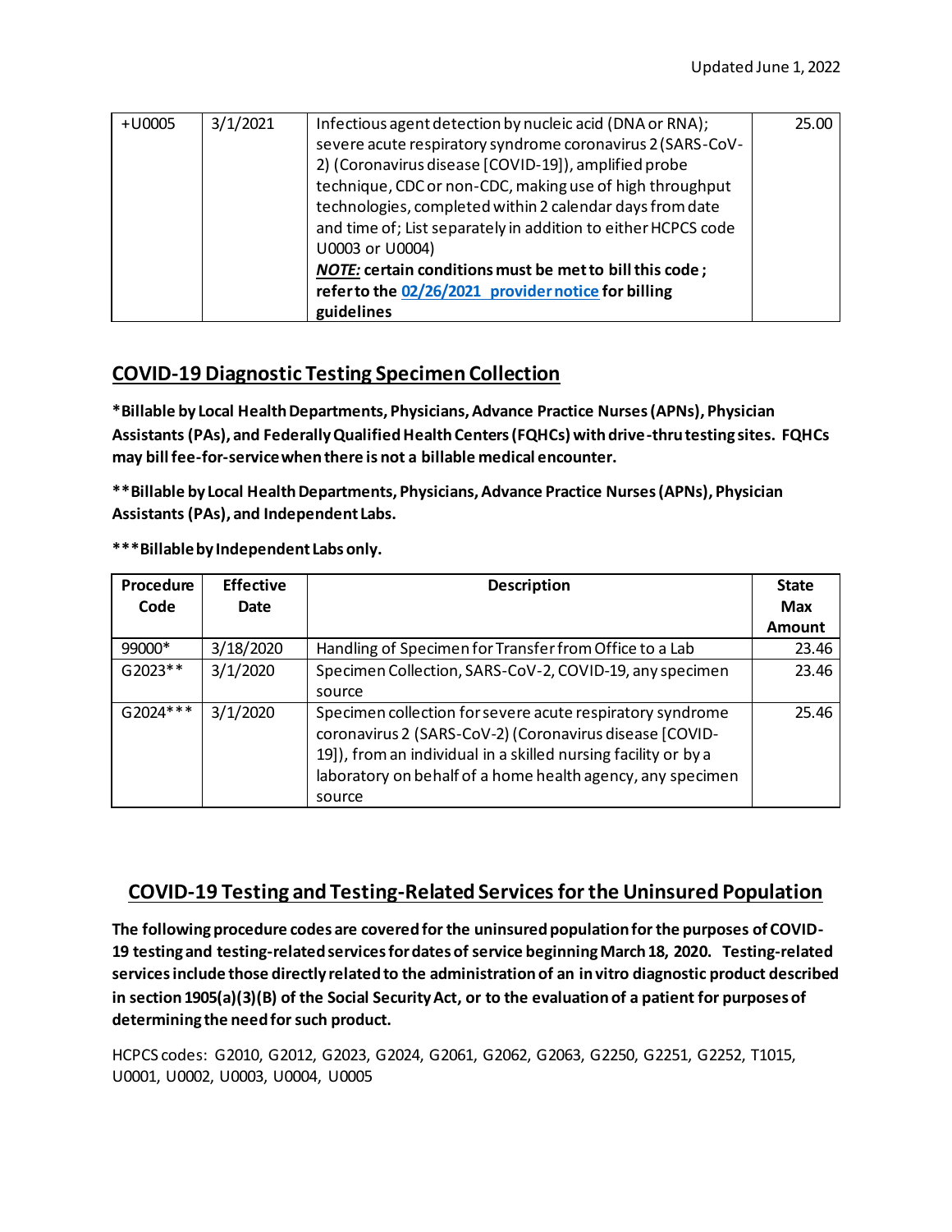| | | | |
|---|---|---|---|
| +U0005 | 3/1/2021 | Infectious agent detection by nucleic acid (DNA or RNA); severe acute respiratory syndrome coronavirus 2 (SARS-CoV-2) (Coronavirus disease [COVID-19]), amplified probe technique, CDC or non-CDC, making use of high throughput technologies, completed within 2 calendar days from date and time of; List separately in addition to either HCPCS code U0003 or U0004)<br>***NOTE:*** **certain conditions must be met to bill this code; refer to the 02/26/2021 provider notice for billing guidelines** | 25.00 |

## COVID-19 Diagnostic Testing Specimen Collection

**\*Billable by Local Health Departments, Physicians, Advance Practice Nurses (APNs), Physician Assistants (PAs), and Federally Qualified Health Centers (FQHCs) with drive-thru testing sites. FQHCs may bill fee-for-service when there is not a billable medical encounter.**

**\*\*Billable by Local Health Departments, Physicians, Advance Practice Nurses (APNs), Physician Assistants (PAs), and Independent Labs.**

**\*\*\*Billable by Independent Labs only.**

| Procedure Code | Effective Date | Description | State Max Amount |
|---|---|---|---|
| 99000* | 3/18/2020 | Handling of Specimen for Transfer from Office to a Lab | 23.46 |
| G2023** | 3/1/2020 | Specimen Collection, SARS-CoV-2, COVID-19, any specimen source | 23.46 |
| G2024*** | 3/1/2020 | Specimen collection for severe acute respiratory syndrome coronavirus 2 (SARS-CoV-2) (Coronavirus disease [COVID-19]), from an individual in a skilled nursing facility or by a laboratory on behalf of a home health agency, any specimen source | 25.46 |

## COVID-19 Testing and Testing-Related Services for the Uninsured Population

**The following procedure codes are covered for the uninsured population for the purposes of COVID-19 testing and testing-related services for dates of service beginning March 18, 2020. Testing-related services include those directly related to the administration of an in vitro diagnostic product described in section 1905(a)(3)(B) of the Social Security Act, or to the evaluation of a patient for purposes of determining the need for such product.**

HCPCS codes: G2010, G2012, G2023, G2024, G2061, G2062, G2063, G2250, G2251, G2252, T1015, U0001, U0002, U0003, U0004, U0005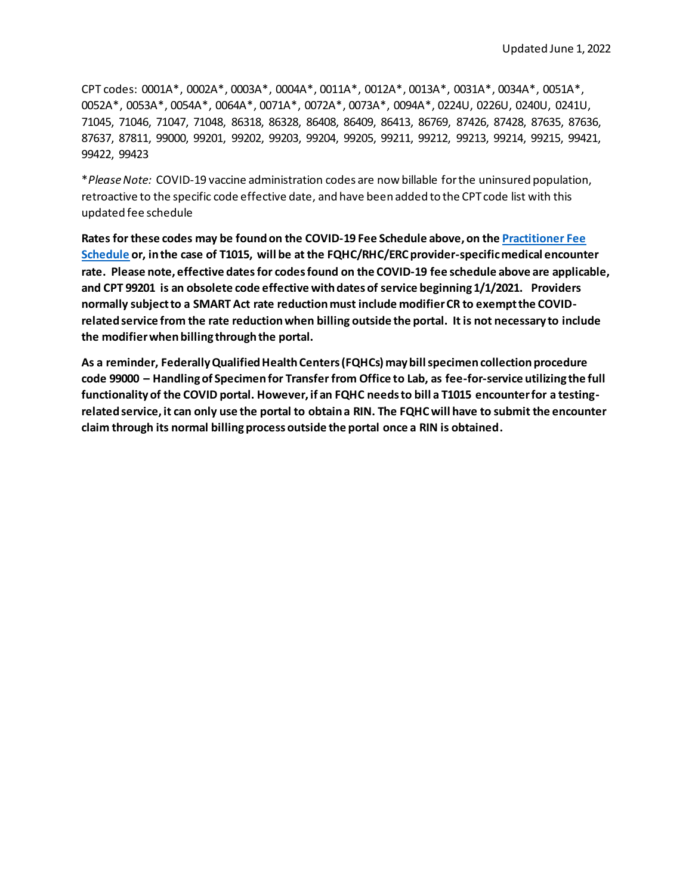CPT codes: 0001A*, 0002A*, 0003A*, 0004A*, 0011A*, 0012A*, 0013A*, 0031A*, 0034A*, 0051A*, 0052A*, 0053A*, 0054A*, 0064A*, 0071A*, 0072A*, 0073A*, 0094A*, 0224U, 0226U, 0240U, 0241U, 71045, 71046, 71047, 71048, 86318, 86328, 86408, 86409, 86413, 86769, 87426, 87428, 87635, 87636, 87637, 87811, 99000, 99201, 99202, 99203, 99204, 99205, 99211, 99212, 99213, 99214, 99215, 99421, 99422, 99423

**Please Note:* COVID-19 vaccine administration codes are now billable for the uninsured population, retroactive to the specific code effective date, and have been added to the CPT code list with this updated fee schedule

**Rates for these codes may be found on the COVID-19 Fee Schedule above, on the [Practitioner Fee Schedule] or, in the case of T1015, will be at the FQHC/RHC/ERC provider-specific medical encounter rate. Please note, effective dates for codes found on the COVID-19 fee schedule above are applicable, and CPT 99201 is an obsolete code effective with dates of service beginning 1/1/2021. Providers normally subject to a SMART Act rate reduction must include modifier CR to exempt the COVID-related service from the rate reduction when billing outside the portal. It is not necessary to include the modifier when billing through the portal.**

**As a reminder, Federally Qualified Health Centers (FQHCs) may bill specimen collection procedure code 99000 – Handling of Specimen for Transfer from Office to Lab, as fee-for-service utilizing the full functionality of the COVID portal. However, if an FQHC needs to bill a T1015 encounter for a testing-related service, it can only use the portal to obtain a RIN. The FQHC will have to submit the encounter claim through its normal billing process outside the portal once a RIN is obtained.**